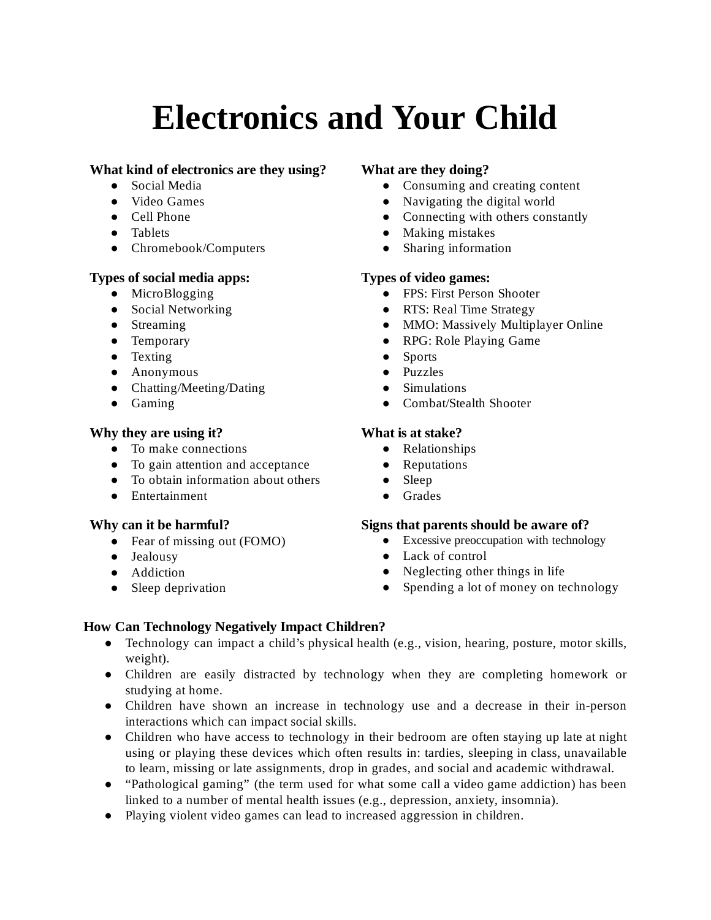# Electronics and Your Child

**What kind of electronics are they using?**

- Social Media
- Video Games
- Cell Phone
- Tablets
- Chromebook/Computers

**Types of social media apps:**

- MicroBlogging
- Social Networking
- Streaming
- Temporary
- Texting
- Anonymous
- Chatting/Meeting/Dating
- Gaming

**Why they are using it?**

- To make connections
- To gain attention and acceptance
- To obtain information about others
- Entertainment

**Why can it be harmful?**

- Fear of missing out (FOMO)
- Jealousy
- Addiction
- Sleep deprivation

**What are they doing?**

- Consuming and creating content
- Navigating the digital world
- Connecting with others constantly
- Making mistakes
- Sharing information

**Types of video games:**

- FPS: First Person Shooter
- RTS: Real Time Strategy
- MMO: Massively Multiplayer Online
- RPG: Role Playing Game
- Sports
- Puzzles
- Simulations
- Combat/Stealth Shooter

**What is at stake?**

- Relationships
- Reputations
- Sleep
- Grades

**Signs that parents should be aware of?**

- Excessive preoccupation with technology
- Lack of control
- Neglecting other things in life
- Spending a lot of money on technology

**How Can Technology Negatively Impact Children?**

- Technology can impact a child's physical health (e.g., vision, hearing, posture, motor skills, weight).
- Children are easily distracted by technology when they are completing homework or studying at home.
- Children have shown an increase in technology use and a decrease in their in-person interactions which can impact social skills.
- Children who have access to technology in their bedroom are often staying up late at night using or playing these devices which often results in: tardies, sleeping in class, unavailable to learn, missing or late assignments, drop in grades, and social and academic withdrawal.
- "Pathological gaming" (the term used for what some call a video game addiction) has been linked to a number of mental health issues (e.g., depression, anxiety, insomnia).
- Playing violent video games can lead to increased aggression in children.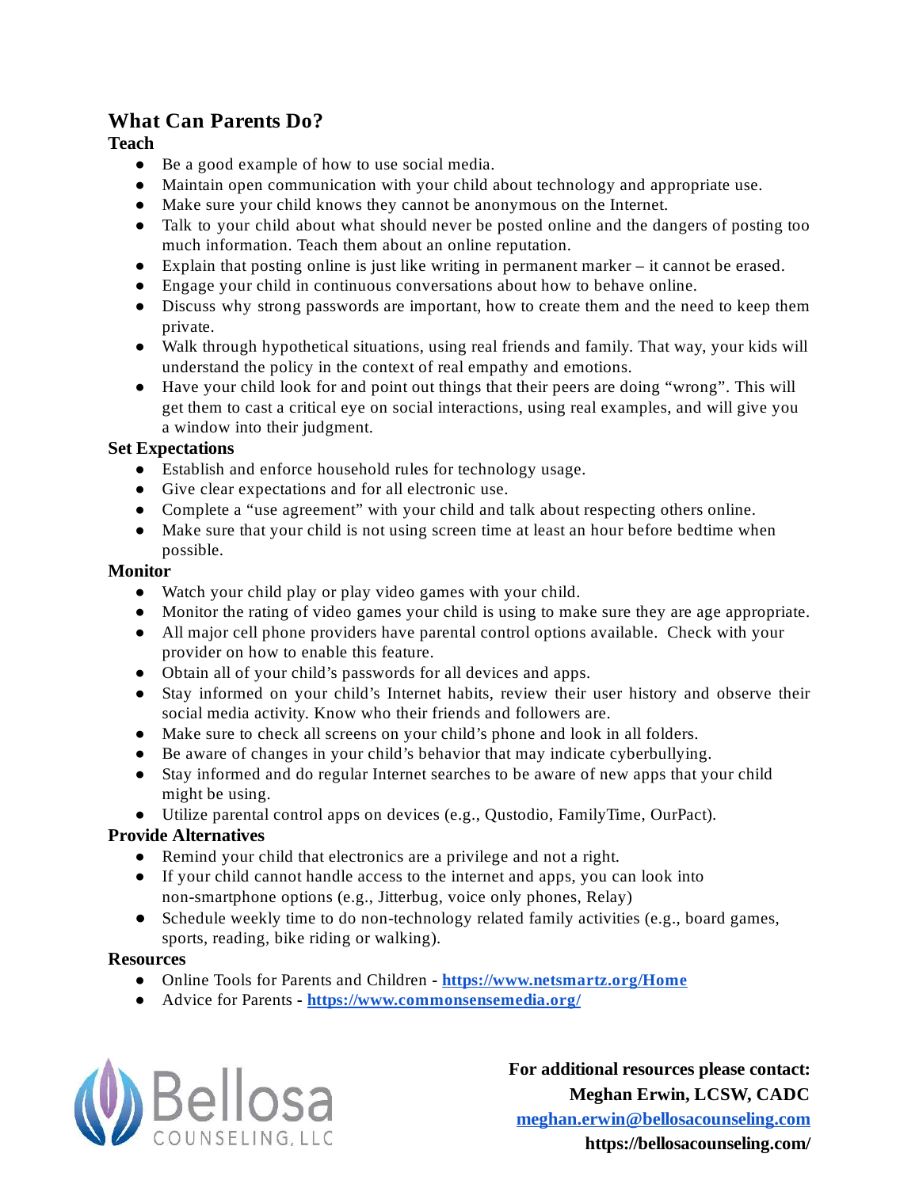## What Can Parents Do?

### Teach

- Be a good example of how to use social media.
- Maintain open communication with your child about technology and appropriate use.
- Make sure your child knows they cannot be anonymous on the Internet.
- Talk to your child about what should never be posted online and the dangers of posting too much information. Teach them about an online reputation.
- Explain that posting online is just like writing in permanent marker – it cannot be erased.
- Engage your child in continuous conversations about how to behave online.
- Discuss why strong passwords are important, how to create them and the need to keep them private.
- Walk through hypothetical situations, using real friends and family. That way, your kids will understand the policy in the context of real empathy and emotions.
- Have your child look for and point out things that their peers are doing “wrong”. This will get them to cast a critical eye on social interactions, using real examples, and will give you a window into their judgment.

### Set Expectations

- Establish and enforce household rules for technology usage.
- Give clear expectations and for all electronic use.
- Complete a “use agreement” with your child and talk about respecting others online.
- Make sure that your child is not using screen time at least an hour before bedtime when possible.

### Monitor

- Watch your child play or play video games with your child.
- Monitor the rating of video games your child is using to make sure they are age appropriate.
- All major cell phone providers have parental control options available. Check with your provider on how to enable this feature.
- Obtain all of your child’s passwords for all devices and apps.
- Stay informed on your child’s Internet habits, review their user history and observe their social media activity. Know who their friends and followers are.
- Make sure to check all screens on your child’s phone and look in all folders.
- Be aware of changes in your child’s behavior that may indicate cyberbullying.
- Stay informed and do regular Internet searches to be aware of new apps that your child might be using.
- Utilize parental control apps on devices (e.g., Qustodio, FamilyTime, OurPact).

### Provide Alternatives

- Remind your child that electronics are a privilege and not a right.
- If your child cannot handle access to the internet and apps, you can look into non-smartphone options (e.g., Jitterbug, voice only phones, Relay)
- Schedule weekly time to do non-technology related family activities (e.g., board games, sports, reading, bike riding or walking).

### Resources

- Online Tools for Parents and Children - **https://www.netsmartz.org/Home**
- Advice for Parents - **https://www.commonsensemedia.org/**

Bellosa COUNSELING, LLC

**For additional resources please contact:**
**Meghan Erwin, LCSW, CADC**
**meghan.erwin@bellosacounseling.com**
**https://bellosacounseling.com/**